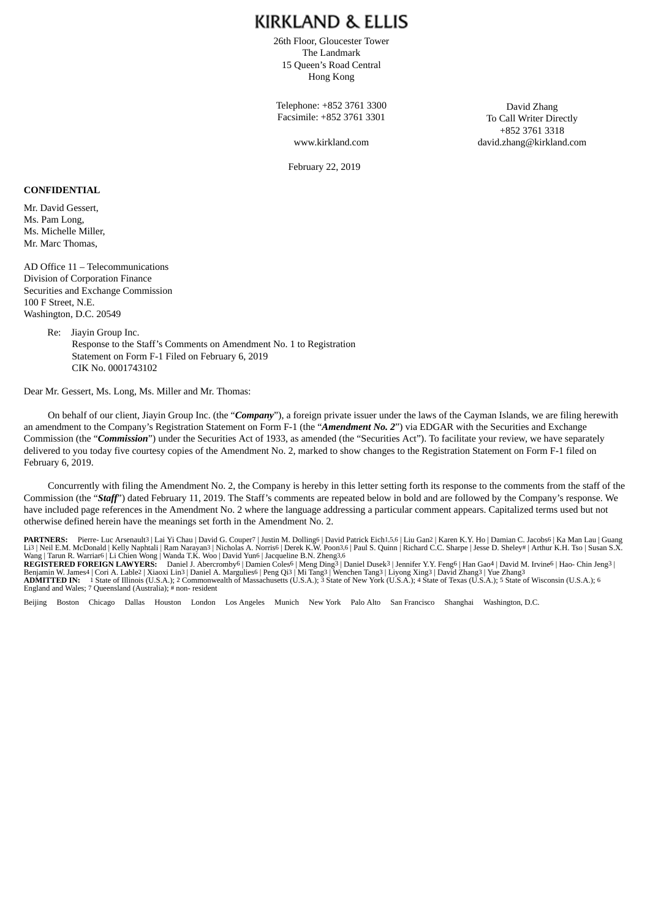# KIRKLAND & ELLIS

26th Floor, Gloucester Tower
The Landmark
15 Queen's Road Central
Hong Kong

Telephone: +852 3761 3300
Facsimile: +852 3761 3301

www.kirkland.com

David Zhang
To Call Writer Directly
+852 3761 3318
david.zhang@kirkland.com

February 22, 2019

**CONFIDENTIAL**

Mr. David Gessert,
Ms. Pam Long,
Ms. Michelle Miller,
Mr. Marc Thomas,

AD Office 11 – Telecommunications
Division of Corporation Finance
Securities and Exchange Commission
100 F Street, N.E.
Washington, D.C. 20549

Re: Jiayin Group Inc.
Response to the Staff's Comments on Amendment No. 1 to Registration Statement on Form F-1 Filed on February 6, 2019
CIK No. 0001743102

Dear Mr. Gessert, Ms. Long, Ms. Miller and Mr. Thomas:

On behalf of our client, Jiayin Group Inc. (the "***Company***"), a foreign private issuer under the laws of the Cayman Islands, we are filing herewith an amendment to the Company's Registration Statement on Form F-1 (the "***Amendment No. 2***") via EDGAR with the Securities and Exchange Commission (the "***Commission***") under the Securities Act of 1933, as amended (the "Securities Act"). To facilitate your review, we have separately delivered to you today five courtesy copies of the Amendment No. 2, marked to show changes to the Registration Statement on Form F-1 filed on February 6, 2019.

Concurrently with filing the Amendment No. 2, the Company is hereby in this letter setting forth its response to the comments from the staff of the Commission (the "***Staff***") dated February 11, 2019. The Staff's comments are repeated below in bold and are followed by the Company's response. We have included page references in the Amendment No. 2 where the language addressing a particular comment appears. Capitalized terms used but not otherwise defined herein have the meanings set forth in the Amendment No. 2.

**PARTNERS:** Pierre- Luc Arsenault[3] | Lai Yi Chau | David G. Couper[7] | Justin M. Dolling[6] | David Patrick Eich[1,5,6] | Liu Gan[2] | Karen K.Y. Ho | Damian C. Jacobs[6] | Ka Man Lau | Guang Li[3] | Neil E.M. McDonald | Kelly Naphtali | Ram Narayan[3] | Nicholas A. Norris[6] | Derek K.W. Poon[3,6] | Paul S. Quinn | Richard C.C. Sharpe | Jesse D. Sheley[#] | Arthur K.H. Tso | Susan S.X. Wang | Tarun R. Warriar[6] | Li Chien Wong | Wanda T.K. Woo | David Yun[6] | Jacqueline B.N. Zheng[3,6]
**REGISTERED FOREIGN LAWYERS:** Daniel J. Abercromby[6] | Damien Coles[6] | Meng Ding[3] | Daniel Dusek[3] | Jennifer Y.Y. Feng[6] | Han Gao[4] | David M. Irvine[6] | Hao- Chin Jeng[3] | Benjamin W. James[4] | Cori A. Lable[2] | Xiaoxi Lin[3] | Daniel A. Margulies[6] | Peng Qi[3] | Mi Tang[3] | Wenchen Tang[3] | Liyong Xing[3] | David Zhang[3] | Yue Zhang[3]
**ADMITTED IN:** [1] State of Illinois (U.S.A.); [2] Commonwealth of Massachusetts (U.S.A.); [3] State of New York (U.S.A.); [4] State of Texas (U.S.A.); [5] State of Wisconsin (U.S.A.); [6] England and Wales; [7] Queensland (Australia); # non- resident

Beijing Boston Chicago Dallas Houston London Los Angeles Munich New York Palo Alto San Francisco Shanghai Washington, D.C.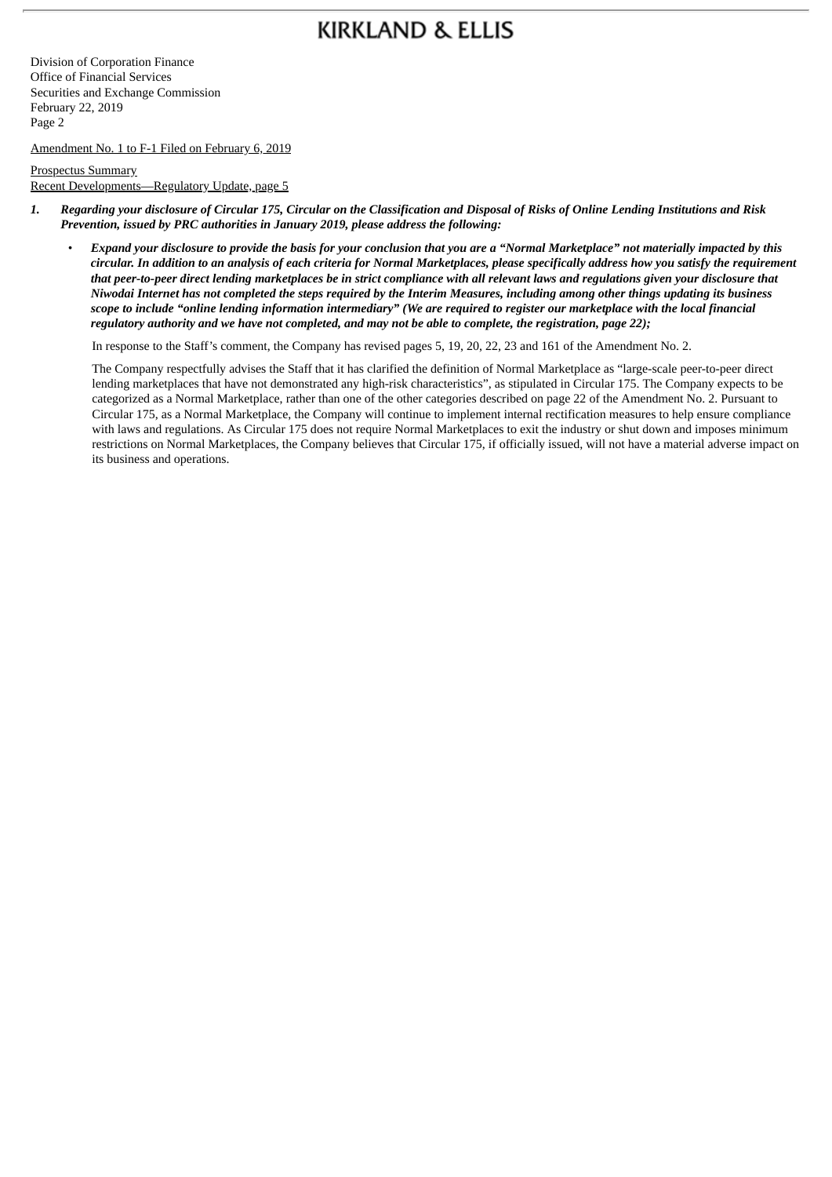Division of Corporation Finance
Office of Financial Services
Securities and Exchange Commission
February 22, 2019
Page 2

Amendment No. 1 to F-1 Filed on February 6, 2019

Prospectus Summary
Recent Developments—Regulatory Update, page 5

1. ***Regarding your disclosure of Circular 175, Circular on the Classification and Disposal of Risks of Online Lending Institutions and Risk Prevention, issued by PRC authorities in January 2019, please address the following:***

   - ***Expand your disclosure to provide the basis for your conclusion that you are a "Normal Marketplace" not materially impacted by this circular. In addition to an analysis of each criteria for Normal Marketplaces, please specifically address how you satisfy the requirement that peer-to-peer direct lending marketplaces be in strict compliance with all relevant laws and regulations given your disclosure that Niwodai Internet has not completed the steps required by the Interim Measures, including among other things updating its business scope to include "online lending information intermediary" (We are required to register our marketplace with the local financial regulatory authority and we have not completed, and may not be able to complete, the registration, page 22);***

     In response to the Staff's comment, the Company has revised pages 5, 19, 20, 22, 23 and 161 of the Amendment No. 2.

     The Company respectfully advises the Staff that it has clarified the definition of Normal Marketplace as "large-scale peer-to-peer direct lending marketplaces that have not demonstrated any high-risk characteristics", as stipulated in Circular 175. The Company expects to be categorized as a Normal Marketplace, rather than one of the other categories described on page 22 of the Amendment No. 2. Pursuant to Circular 175, as a Normal Marketplace, the Company will continue to implement internal rectification measures to help ensure compliance with laws and regulations. As Circular 175 does not require Normal Marketplaces to exit the industry or shut down and imposes minimum restrictions on Normal Marketplaces, the Company believes that Circular 175, if officially issued, will not have a material adverse impact on its business and operations.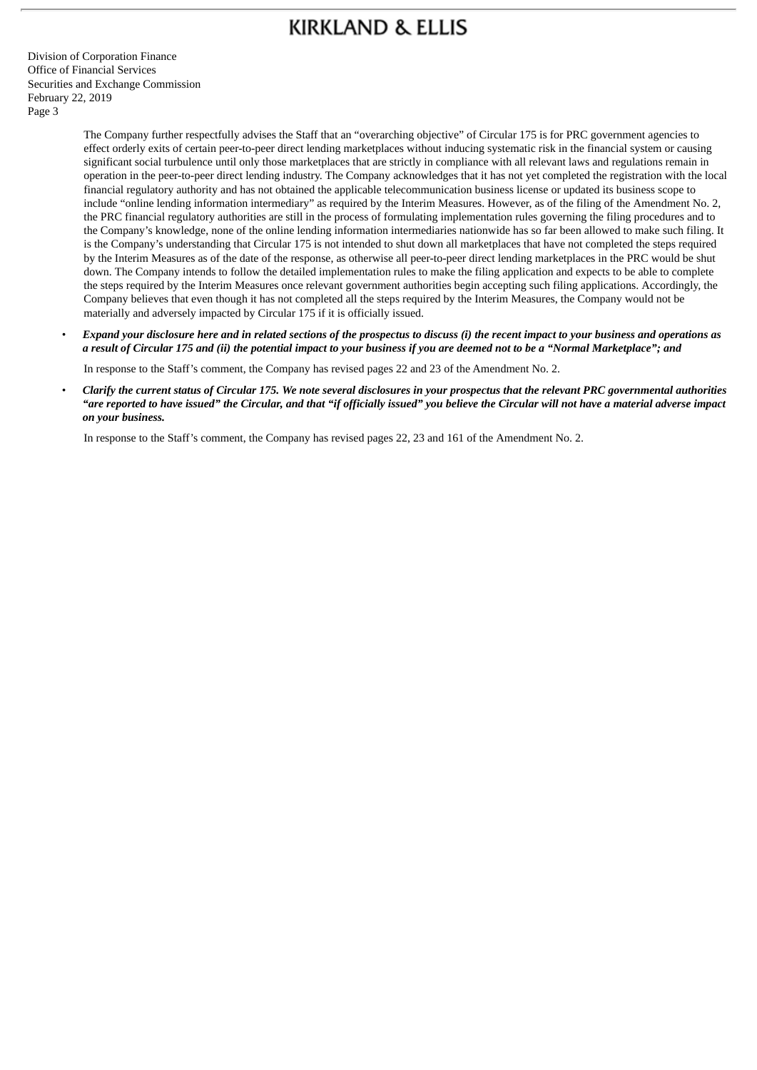The Company further respectfully advises the Staff that an "overarching objective" of Circular 175 is for PRC government agencies to effect orderly exits of certain peer-to-peer direct lending marketplaces without inducing systematic risk in the financial system or causing significant social turbulence until only those marketplaces that are strictly in compliance with all relevant laws and regulations remain in operation in the peer-to-peer direct lending industry. The Company acknowledges that it has not yet completed the registration with the local financial regulatory authority and has not obtained the applicable telecommunication business license or updated its business scope to include "online lending information intermediary" as required by the Interim Measures. However, as of the filing of the Amendment No. 2, the PRC financial regulatory authorities are still in the process of formulating implementation rules governing the filing procedures and to the Company's knowledge, none of the online lending information intermediaries nationwide has so far been allowed to make such filing. It is the Company's understanding that Circular 175 is not intended to shut down all marketplaces that have not completed the steps required by the Interim Measures as of the date of the response, as otherwise all peer-to-peer direct lending marketplaces in the PRC would be shut down. The Company intends to follow the detailed implementation rules to make the filing application and expects to be able to complete the steps required by the Interim Measures once relevant government authorities begin accepting such filing applications. Accordingly, the Company believes that even though it has not completed all the steps required by the Interim Measures, the Company would not be materially and adversely impacted by Circular 175 if it is officially issued.

- ***Expand your disclosure here and in related sections of the prospectus to discuss (i) the recent impact to your business and operations as a result of Circular 175 and (ii) the potential impact to your business if you are deemed not to be a "Normal Marketplace"; and***

  In response to the Staff's comment, the Company has revised pages 22 and 23 of the Amendment No. 2.

- ***Clarify the current status of Circular 175. We note several disclosures in your prospectus that the relevant PRC governmental authorities "are reported to have issued" the Circular, and that "if officially issued" you believe the Circular will not have a material adverse impact on your business.***

  In response to the Staff's comment, the Company has revised pages 22, 23 and 161 of the Amendment No. 2.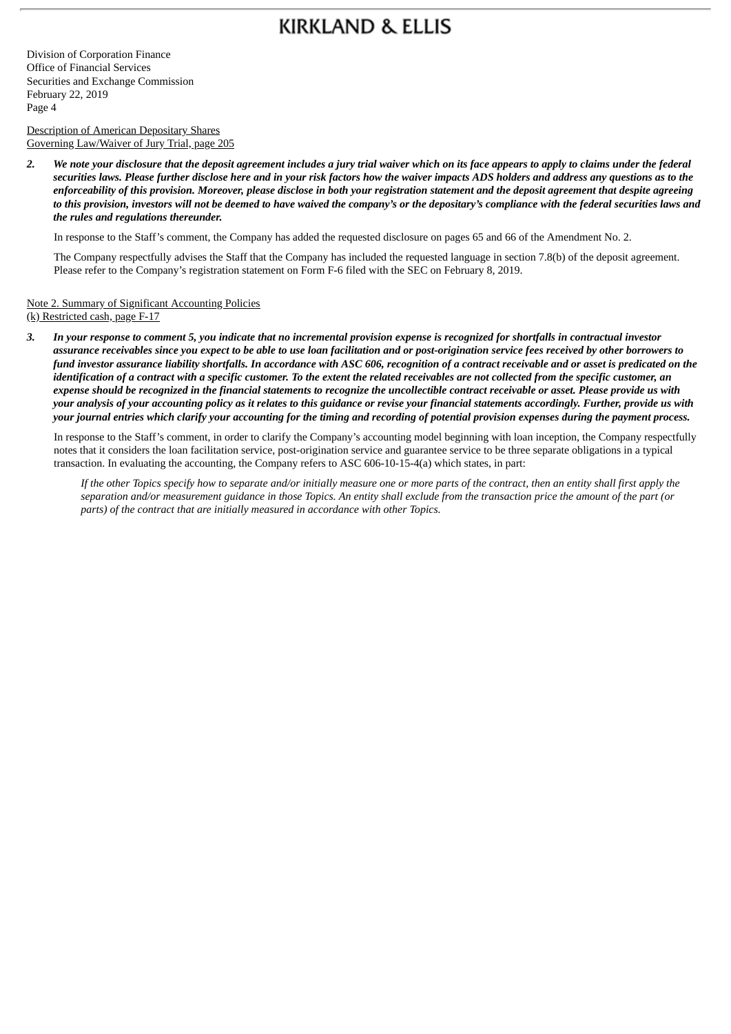Description of American Depositary Shares
Governing Law/Waiver of Jury Trial, page 205

***2. We note your disclosure that the deposit agreement includes a jury trial waiver which on its face appears to apply to claims under the federal securities laws. Please further disclose here and in your risk factors how the waiver impacts ADS holders and address any questions as to the enforceability of this provision. Moreover, please disclose in both your registration statement and the deposit agreement that despite agreeing to this provision, investors will not be deemed to have waived the company's or the depositary's compliance with the federal securities laws and the rules and regulations thereunder.***

In response to the Staff's comment, the Company has added the requested disclosure on pages 65 and 66 of the Amendment No. 2.

The Company respectfully advises the Staff that the Company has included the requested language in section 7.8(b) of the deposit agreement. Please refer to the Company's registration statement on Form F-6 filed with the SEC on February 8, 2019.

Note 2. Summary of Significant Accounting Policies
(k) Restricted cash, page F-17

***3. In your response to comment 5, you indicate that no incremental provision expense is recognized for shortfalls in contractual investor assurance receivables since you expect to be able to use loan facilitation and or post-origination service fees received by other borrowers to fund investor assurance liability shortfalls. In accordance with ASC 606, recognition of a contract receivable and or asset is predicated on the identification of a contract with a specific customer. To the extent the related receivables are not collected from the specific customer, an expense should be recognized in the financial statements to recognize the uncollectible contract receivable or asset. Please provide us with your analysis of your accounting policy as it relates to this guidance or revise your financial statements accordingly. Further, provide us with your journal entries which clarify your accounting for the timing and recording of potential provision expenses during the payment process.***

In response to the Staff's comment, in order to clarify the Company's accounting model beginning with loan inception, the Company respectfully notes that it considers the loan facilitation service, post-origination service and guarantee service to be three separate obligations in a typical transaction. In evaluating the accounting, the Company refers to ASC 606-10-15-4(a) which states, in part:

*If the other Topics specify how to separate and/or initially measure one or more parts of the contract, then an entity shall first apply the separation and/or measurement guidance in those Topics. An entity shall exclude from the transaction price the amount of the part (or parts) of the contract that are initially measured in accordance with other Topics.*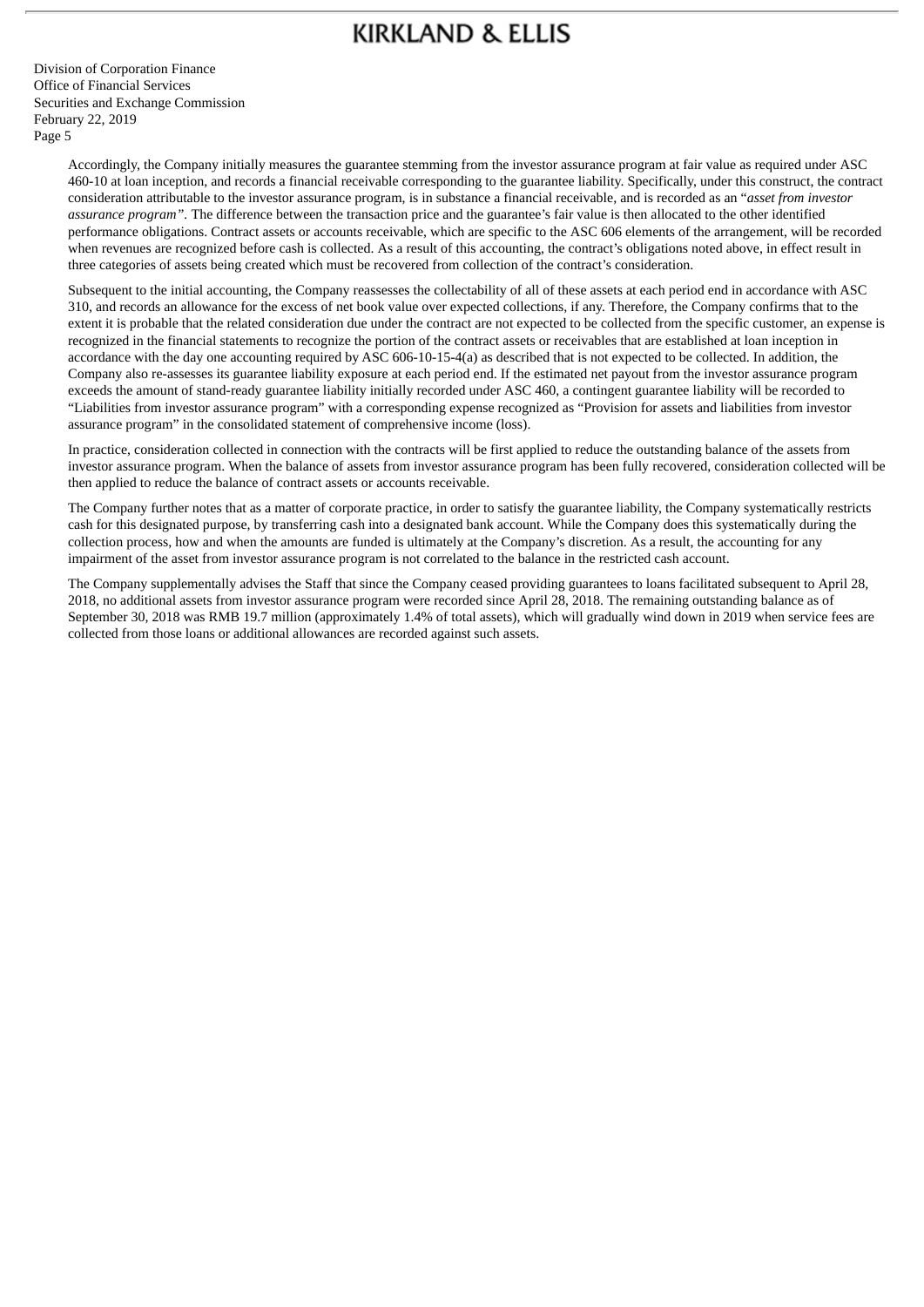Accordingly, the Company initially measures the guarantee stemming from the investor assurance program at fair value as required under ASC 460-10 at loan inception, and records a financial receivable corresponding to the guarantee liability. Specifically, under this construct, the contract consideration attributable to the investor assurance program, is in substance a financial receivable, and is recorded as an "*asset from investor assurance program*". The difference between the transaction price and the guarantee's fair value is then allocated to the other identified performance obligations. Contract assets or accounts receivable, which are specific to the ASC 606 elements of the arrangement, will be recorded when revenues are recognized before cash is collected. As a result of this accounting, the contract's obligations noted above, in effect result in three categories of assets being created which must be recovered from collection of the contract's consideration.

Subsequent to the initial accounting, the Company reassesses the collectability of all of these assets at each period end in accordance with ASC 310, and records an allowance for the excess of net book value over expected collections, if any. Therefore, the Company confirms that to the extent it is probable that the related consideration due under the contract are not expected to be collected from the specific customer, an expense is recognized in the financial statements to recognize the portion of the contract assets or receivables that are established at loan inception in accordance with the day one accounting required by ASC 606-10-15-4(a) as described that is not expected to be collected. In addition, the Company also re-assesses its guarantee liability exposure at each period end. If the estimated net payout from the investor assurance program exceeds the amount of stand-ready guarantee liability initially recorded under ASC 460, a contingent guarantee liability will be recorded to "Liabilities from investor assurance program" with a corresponding expense recognized as "Provision for assets and liabilities from investor assurance program" in the consolidated statement of comprehensive income (loss).

In practice, consideration collected in connection with the contracts will be first applied to reduce the outstanding balance of the assets from investor assurance program. When the balance of assets from investor assurance program has been fully recovered, consideration collected will be then applied to reduce the balance of contract assets or accounts receivable.

The Company further notes that as a matter of corporate practice, in order to satisfy the guarantee liability, the Company systematically restricts cash for this designated purpose, by transferring cash into a designated bank account. While the Company does this systematically during the collection process, how and when the amounts are funded is ultimately at the Company's discretion. As a result, the accounting for any impairment of the asset from investor assurance program is not correlated to the balance in the restricted cash account.

The Company supplementally advises the Staff that since the Company ceased providing guarantees to loans facilitated subsequent to April 28, 2018, no additional assets from investor assurance program were recorded since April 28, 2018. The remaining outstanding balance as of September 30, 2018 was RMB 19.7 million (approximately 1.4% of total assets), which will gradually wind down in 2019 when service fees are collected from those loans or additional allowances are recorded against such assets.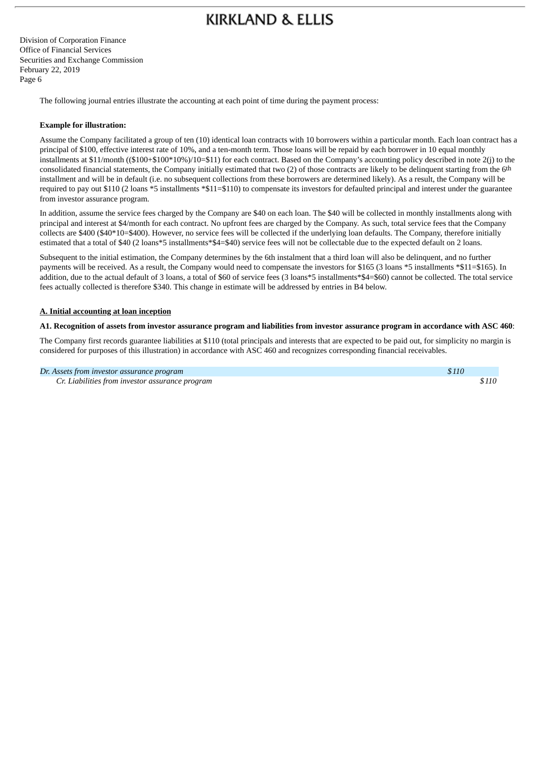The following journal entries illustrate the accounting at each point of time during the payment process:

**Example for illustration:**

Assume the Company facilitated a group of ten (10) identical loan contracts with 10 borrowers within a particular month. Each loan contract has a principal of $100, effective interest rate of 10%, and a ten-month term. Those loans will be repaid by each borrower in 10 equal monthly installments at $11/month (($100+$100*10%)/10=$11) for each contract. Based on the Company's accounting policy described in note 2(j) to the consolidated financial statements, the Company initially estimated that two (2) of those contracts are likely to be delinquent starting from the 6th installment and will be in default (i.e. no subsequent collections from these borrowers are determined likely). As a result, the Company will be required to pay out $110 (2 loans *5 installments *$11=$110) to compensate its investors for defaulted principal and interest under the guarantee from investor assurance program.

In addition, assume the service fees charged by the Company are $40 on each loan. The $40 will be collected in monthly installments along with principal and interest at $4/month for each contract. No upfront fees are charged by the Company. As such, total service fees that the Company collects are $400 ($40*10=$400). However, no service fees will be collected if the underlying loan defaults. The Company, therefore initially estimated that a total of $40 (2 loans*5 installments*$4=$40) service fees will not be collectable due to the expected default on 2 loans.

Subsequent to the initial estimation, the Company determines by the 6th instalment that a third loan will also be delinquent, and no further payments will be received. As a result, the Company would need to compensate the investors for $165 (3 loans *5 installments *$11=$165). In addition, due to the actual default of 3 loans, a total of $60 of service fees (3 loans*5 installments*$4=$60) cannot be collected. The total service fees actually collected is therefore $340. This change in estimate will be addressed by entries in B4 below.

**A. Initial accounting at loan inception**

**A1. Recognition of assets from investor assurance program and liabilities from investor assurance program in accordance with ASC 460**:

The Company first records guarantee liabilities at $110 (total principals and interests that are expected to be paid out, for simplicity no margin is considered for purposes of this illustration) in accordance with ASC 460 and recognizes corresponding financial receivables.

| | Dr. | Cr. |
|---|---|---|
| *Dr. Assets from investor assurance program* | *$110* | |
| *Cr. Liabilities from investor assurance program* | | *$110* |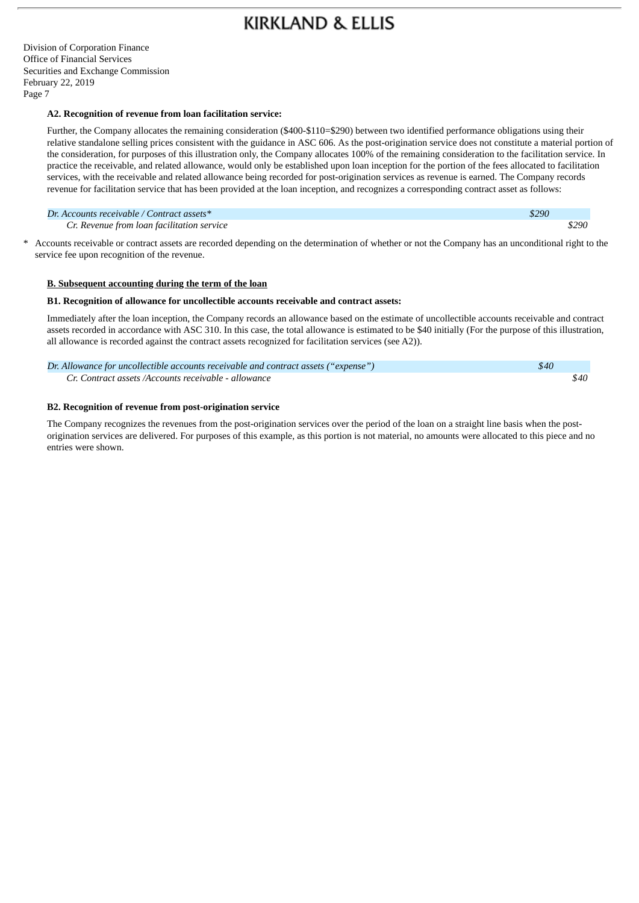**A2. Recognition of revenue from loan facilitation service:**

Further, the Company allocates the remaining consideration ($400-$110=$290) between two identified performance obligations using their relative standalone selling prices consistent with the guidance in ASC 606. As the post-origination service does not constitute a material portion of the consideration, for purposes of this illustration only, the Company allocates 100% of the remaining consideration to the facilitation service. In practice the receivable, and related allowance, would only be established upon loan inception for the portion of the fees allocated to facilitation services, with the receivable and related allowance being recorded for post-origination services as revenue is earned. The Company records revenue for facilitation service that has been provided at the loan inception, and recognizes a corresponding contract asset as follows:

| | | |
|---|---|---|
| *Dr. Accounts receivable / Contract assets** | *$290* | |
| *Cr. Revenue from loan facilitation service* | | *$290* |

\* Accounts receivable or contract assets are recorded depending on the determination of whether or not the Company has an unconditional right to the service fee upon recognition of the revenue.

**B. Subsequent accounting during the term of the loan**

**B1. Recognition of allowance for uncollectible accounts receivable and contract assets:**

Immediately after the loan inception, the Company records an allowance based on the estimate of uncollectible accounts receivable and contract assets recorded in accordance with ASC 310. In this case, the total allowance is estimated to be $40 initially (For the purpose of this illustration, all allowance is recorded against the contract assets recognized for facilitation services (see A2)).

| | | |
|---|---|---|
| *Dr. Allowance for uncollectible accounts receivable and contract assets ("expense")* | *$40* | |
| *Cr. Contract assets /Accounts receivable - allowance* | | *$40* |

**B2. Recognition of revenue from post-origination service**

The Company recognizes the revenues from the post-origination services over the period of the loan on a straight line basis when the post-origination services are delivered. For purposes of this example, as this portion is not material, no amounts were allocated to this piece and no entries were shown.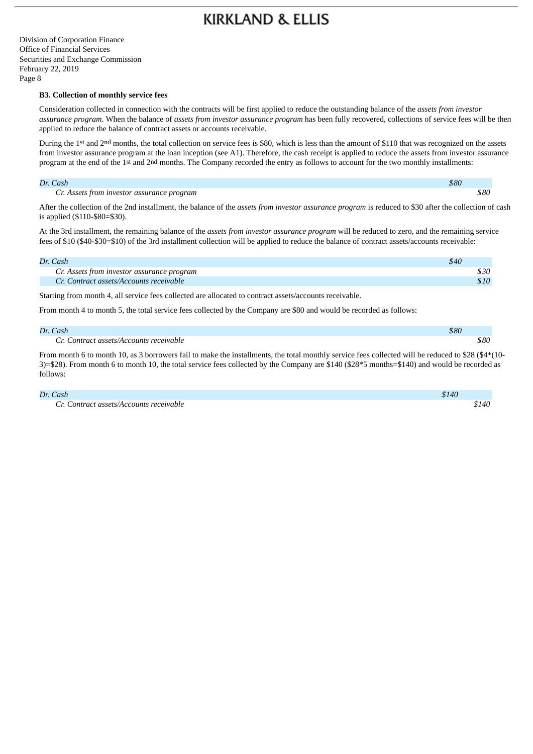**B3. Collection of monthly service fees**

Consideration collected in connection with the contracts will be first applied to reduce the outstanding balance of the *assets from investor assurance program*. When the balance of *assets from investor assurance program* has been fully recovered, collections of service fees will be then applied to reduce the balance of contract assets or accounts receivable.

During the 1st and 2nd months, the total collection on service fees is $80, which is less than the amount of $110 that was recognized on the assets from investor assurance program at the loan inception (see A1). Therefore, the cash receipt is applied to reduce the assets from investor assurance program at the end of the 1st and 2nd months. The Company recorded the entry as follows to account for the two monthly installments:

| | | |
|---|---|---|
| *Dr. Cash* | *$80* | |
| *Cr. Assets from investor assurance program* | | *$80* |

After the collection of the 2nd installment, the balance of the *assets from investor assurance program* is reduced to $30 after the collection of cash is applied ($110-$80=$30).

At the 3rd installment, the remaining balance of the *assets from investor assurance program* will be reduced to zero, and the remaining service fees of $10 ($40-$30=$10) of the 3rd installment collection will be applied to reduce the balance of contract assets/accounts receivable:

| | | |
|---|---|---|
| *Dr. Cash* | *$40* | |
| *Cr. Assets from investor assurance program* | | *$30* |
| *Cr. Contract assets/Accounts receivable* | | *$10* |

Starting from month 4, all service fees collected are allocated to contract assets/accounts receivable.

From month 4 to month 5, the total service fees collected by the Company are $80 and would be recorded as follows:

| | | |
|---|---|---|
| *Dr. Cash* | *$80* | |
| *Cr. Contract assets/Accounts receivable* | | *$80* |

From month 6 to month 10, as 3 borrowers fail to make the installments, the total monthly service fees collected will be reduced to $28 ($4*(10-3)=$28). From month 6 to month 10, the total service fees collected by the Company are $140 ($28*5 months=$140) and would be recorded as follows:

| | | |
|---|---|---|
| *Dr. Cash* | *$140* | |
| *Cr. Contract assets/Accounts receivable* | | *$140* |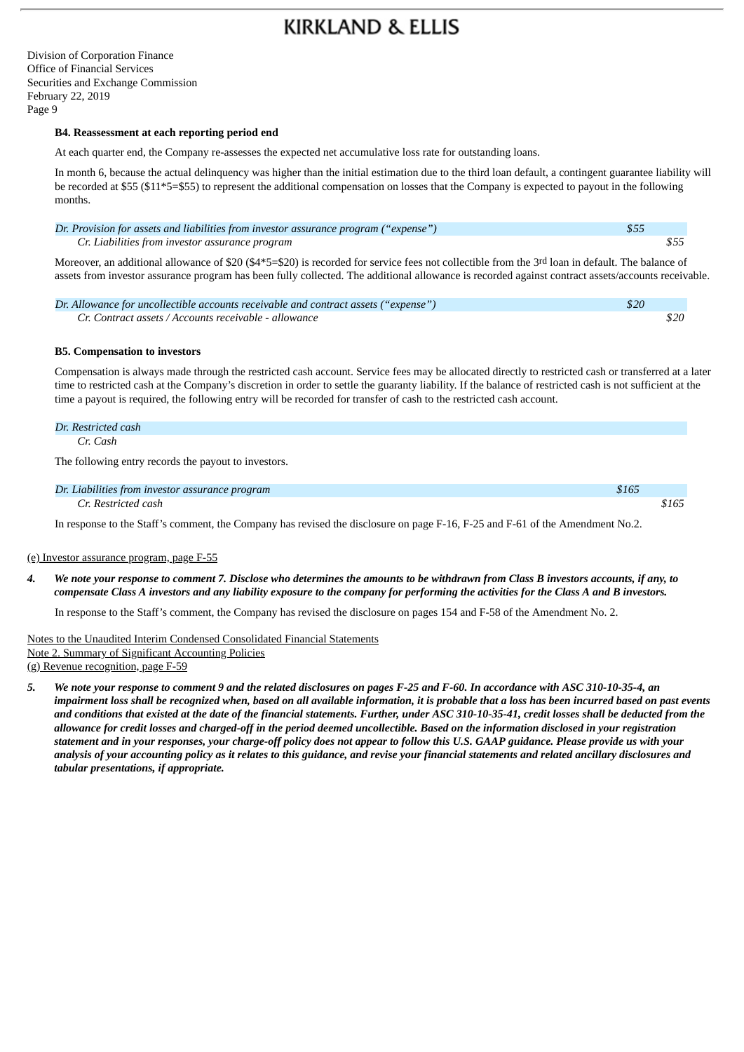Division of Corporation Finance
Office of Financial Services
Securities and Exchange Commission
February 22, 2019

**B4. Reassessment at each reporting period end**

At each quarter end, the Company re-assesses the expected net accumulative loss rate for outstanding loans.

In month 6, because the actual delinquency was higher than the initial estimation due to the third loan default, a contingent guarantee liability will be recorded at $55 ($11*5=$55) to represent the additional compensation on losses that the Company is expected to payout in the following months.

| | | |
|---|---|---|
| *Dr. Provision for assets and liabilities from investor assurance program (“expense”)* | *$55* | |
| *Cr. Liabilities from investor assurance program* | | *$55* |

Moreover, an additional allowance of $20 ($4*5=$20) is recorded for service fees not collectible from the 3rd loan in default. The balance of assets from investor assurance program has been fully collected. The additional allowance is recorded against contract assets/accounts receivable.

| | | |
|---|---|---|
| *Dr. Allowance for uncollectible accounts receivable and contract assets (“expense”)* | *$20* | |
| *Cr. Contract assets / Accounts receivable - allowance* | | *$20* |

**B5. Compensation to investors**

Compensation is always made through the restricted cash account. Service fees may be allocated directly to restricted cash or transferred at a later time to restricted cash at the Company’s discretion in order to settle the guaranty liability. If the balance of restricted cash is not sufficient at the time a payout is required, the following entry will be recorded for transfer of cash to the restricted cash account.

| | | |
|---|---|---|
| *Dr. Restricted cash* | | |
| *Cr. Cash* | | |

The following entry records the payout to investors.

| | | |
|---|---|---|
| *Dr. Liabilities from investor assurance program* | *$165* | |
| *Cr. Restricted cash* | | *$165* |

In response to the Staff’s comment, the Company has revised the disclosure on page F-16, F-25 and F-61 of the Amendment No.2.

(e) Investor assurance program, page F-55

***4. We note your response to comment 7. Disclose who determines the amounts to be withdrawn from Class B investors accounts, if any, to compensate Class A investors and any liability exposure to the company for performing the activities for the Class A and B investors.***

In response to the Staff’s comment, the Company has revised the disclosure on pages 154 and F-58 of the Amendment No. 2.

Notes to the Unaudited Interim Condensed Consolidated Financial Statements
Note 2. Summary of Significant Accounting Policies
(g) Revenue recognition, page F-59

***5. We note your response to comment 9 and the related disclosures on pages F-25 and F-60. In accordance with ASC 310-10-35-4, an impairment loss shall be recognized when, based on all available information, it is probable that a loss has been incurred based on past events and conditions that existed at the date of the financial statements. Further, under ASC 310-10-35-41, credit losses shall be deducted from the allowance for credit losses and charged-off in the period deemed uncollectible. Based on the information disclosed in your registration statement and in your responses, your charge-off policy does not appear to follow this U.S. GAAP guidance. Please provide us with your analysis of your accounting policy as it relates to this guidance, and revise your financial statements and related ancillary disclosures and tabular presentations, if appropriate.***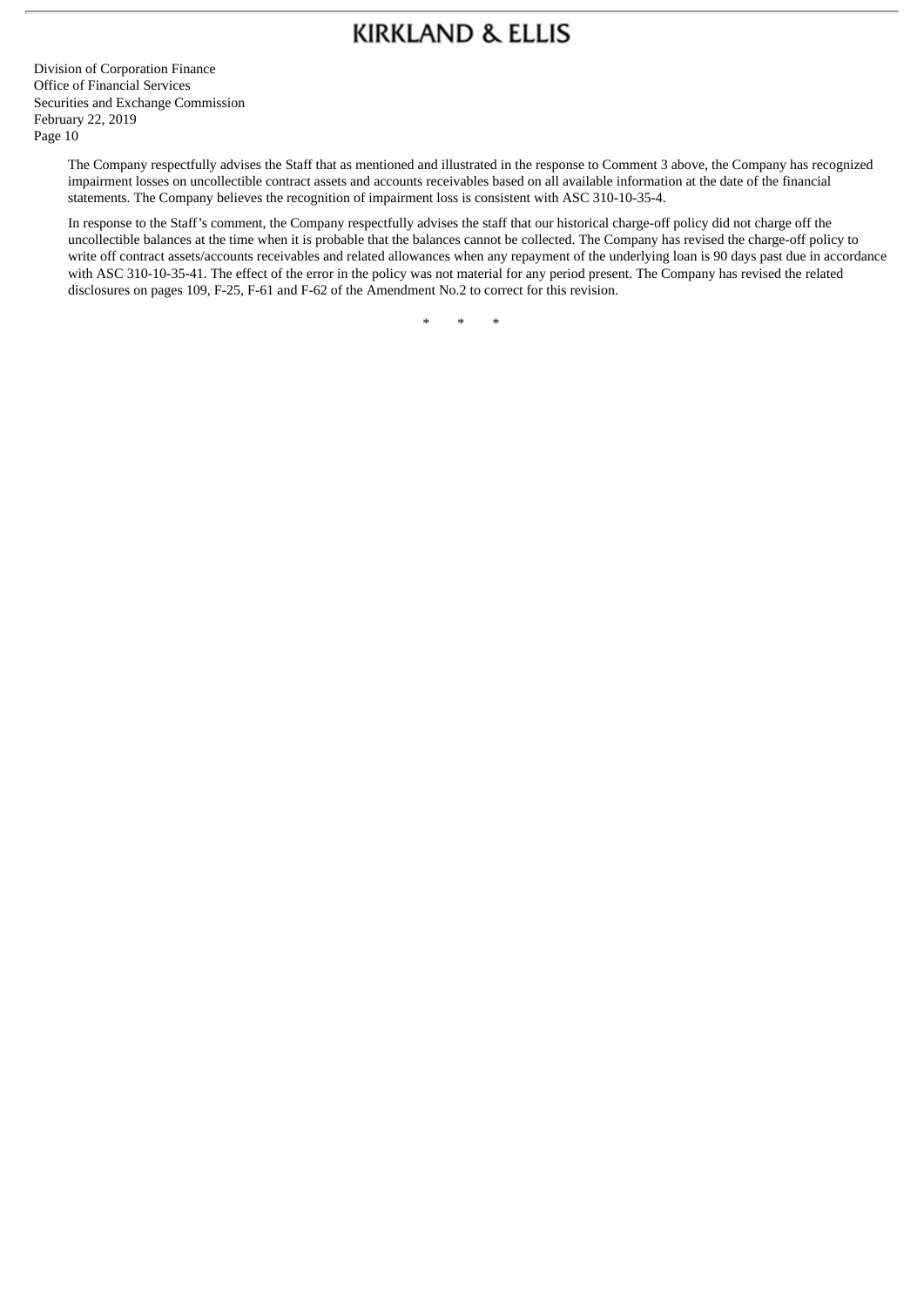The Company respectfully advises the Staff that as mentioned and illustrated in the response to Comment 3 above, the Company has recognized impairment losses on uncollectible contract assets and accounts receivables based on all available information at the date of the financial statements. The Company believes the recognition of impairment loss is consistent with ASC 310-10-35-4.

In response to the Staff's comment, the Company respectfully advises the staff that our historical charge-off policy did not charge off the uncollectible balances at the time when it is probable that the balances cannot be collected. The Company has revised the charge-off policy to write off contract assets/accounts receivables and related allowances when any repayment of the underlying loan is 90 days past due in accordance with ASC 310-10-35-41. The effect of the error in the policy was not material for any period present. The Company has revised the related disclosures on pages 109, F-25, F-61 and F-62 of the Amendment No.2 to correct for this revision.

\*       \*       \*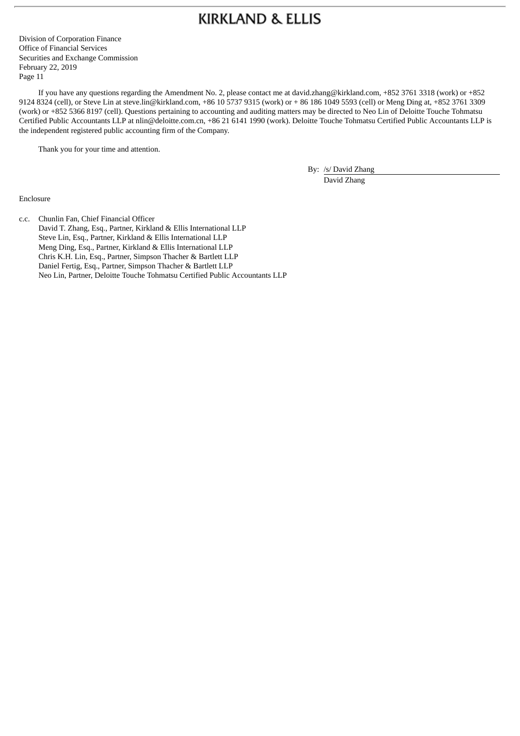Division of Corporation Finance
Office of Financial Services
Securities and Exchange Commission
February 22, 2019

If you have any questions regarding the Amendment No. 2, please contact me at david.zhang@kirkland.com, +852 3761 3318 (work) or +852 9124 8324 (cell), or Steve Lin at steve.lin@kirkland.com, +86 10 5737 9315 (work) or + 86 186 1049 5593 (cell) or Meng Ding at, +852 3761 3309 (work) or +852 5366 8197 (cell). Questions pertaining to accounting and auditing matters may be directed to Neo Lin of Deloitte Touche Tohmatsu Certified Public Accountants LLP at nlin@deloitte.com.cn, +86 21 6141 1990 (work). Deloitte Touche Tohmatsu Certified Public Accountants LLP is the independent registered public accounting firm of the Company.

Thank you for your time and attention.

By: /s/ David Zhang
David Zhang

Enclosure

c.c. Chunlin Fan, Chief Financial Officer
David T. Zhang, Esq., Partner, Kirkland & Ellis International LLP
Steve Lin, Esq., Partner, Kirkland & Ellis International LLP
Meng Ding, Esq., Partner, Kirkland & Ellis International LLP
Chris K.H. Lin, Esq., Partner, Simpson Thacher & Bartlett LLP
Daniel Fertig, Esq., Partner, Simpson Thacher & Bartlett LLP
Neo Lin, Partner, Deloitte Touche Tohmatsu Certified Public Accountants LLP